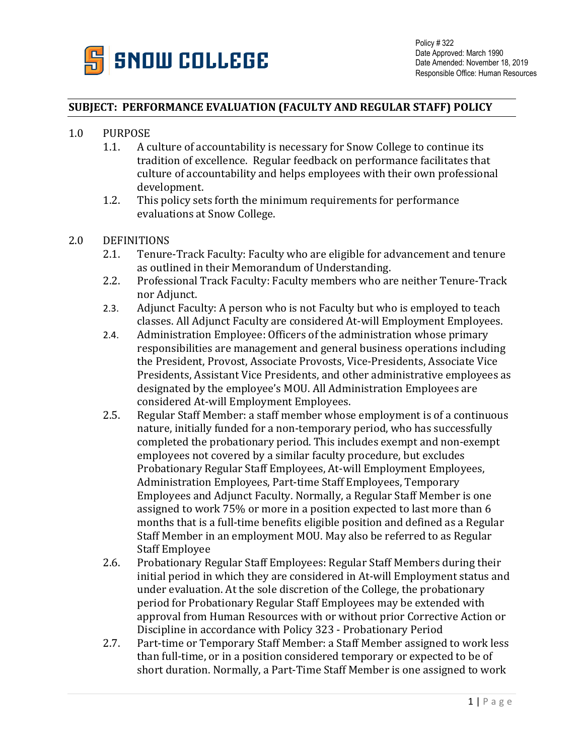**SNOW COLLEGE**

Policy # 322
Date Approved: March 1990
Date Amended: November 18, 2019
Responsible Office: Human Resources

## SUBJECT: PERFORMANCE EVALUATION (FACULTY AND REGULAR STAFF) POLICY

1.0 PURPOSE

1.1. A culture of accountability is necessary for Snow College to continue its tradition of excellence. Regular feedback on performance facilitates that culture of accountability and helps employees with their own professional development.

1.2. This policy sets forth the minimum requirements for performance evaluations at Snow College.

2.0 DEFINITIONS

2.1. Tenure-Track Faculty: Faculty who are eligible for advancement and tenure as outlined in their Memorandum of Understanding.

2.2. Professional Track Faculty: Faculty members who are neither Tenure-Track nor Adjunct.

2.3. Adjunct Faculty: A person who is not Faculty but who is employed to teach classes. All Adjunct Faculty are considered At-will Employment Employees.

2.4. Administration Employee: Officers of the administration whose primary responsibilities are management and general business operations including the President, Provost, Associate Provosts, Vice-Presidents, Associate Vice Presidents, Assistant Vice Presidents, and other administrative employees as designated by the employee's MOU. All Administration Employees are considered At-will Employment Employees.

2.5. Regular Staff Member: a staff member whose employment is of a continuous nature, initially funded for a non-temporary period, who has successfully completed the probationary period. This includes exempt and non-exempt employees not covered by a similar faculty procedure, but excludes Probationary Regular Staff Employees, At-will Employment Employees, Administration Employees, Part-time Staff Employees, Temporary Employees and Adjunct Faculty. Normally, a Regular Staff Member is one assigned to work 75% or more in a position expected to last more than 6 months that is a full-time benefits eligible position and defined as a Regular Staff Member in an employment MOU. May also be referred to as Regular Staff Employee

2.6. Probationary Regular Staff Employees: Regular Staff Members during their initial period in which they are considered in At-will Employment status and under evaluation. At the sole discretion of the College, the probationary period for Probationary Regular Staff Employees may be extended with approval from Human Resources with or without prior Corrective Action or Discipline in accordance with Policy 323 - Probationary Period

2.7. Part-time or Temporary Staff Member: a Staff Member assigned to work less than full-time, or in a position considered temporary or expected to be of short duration. Normally, a Part-Time Staff Member is one assigned to work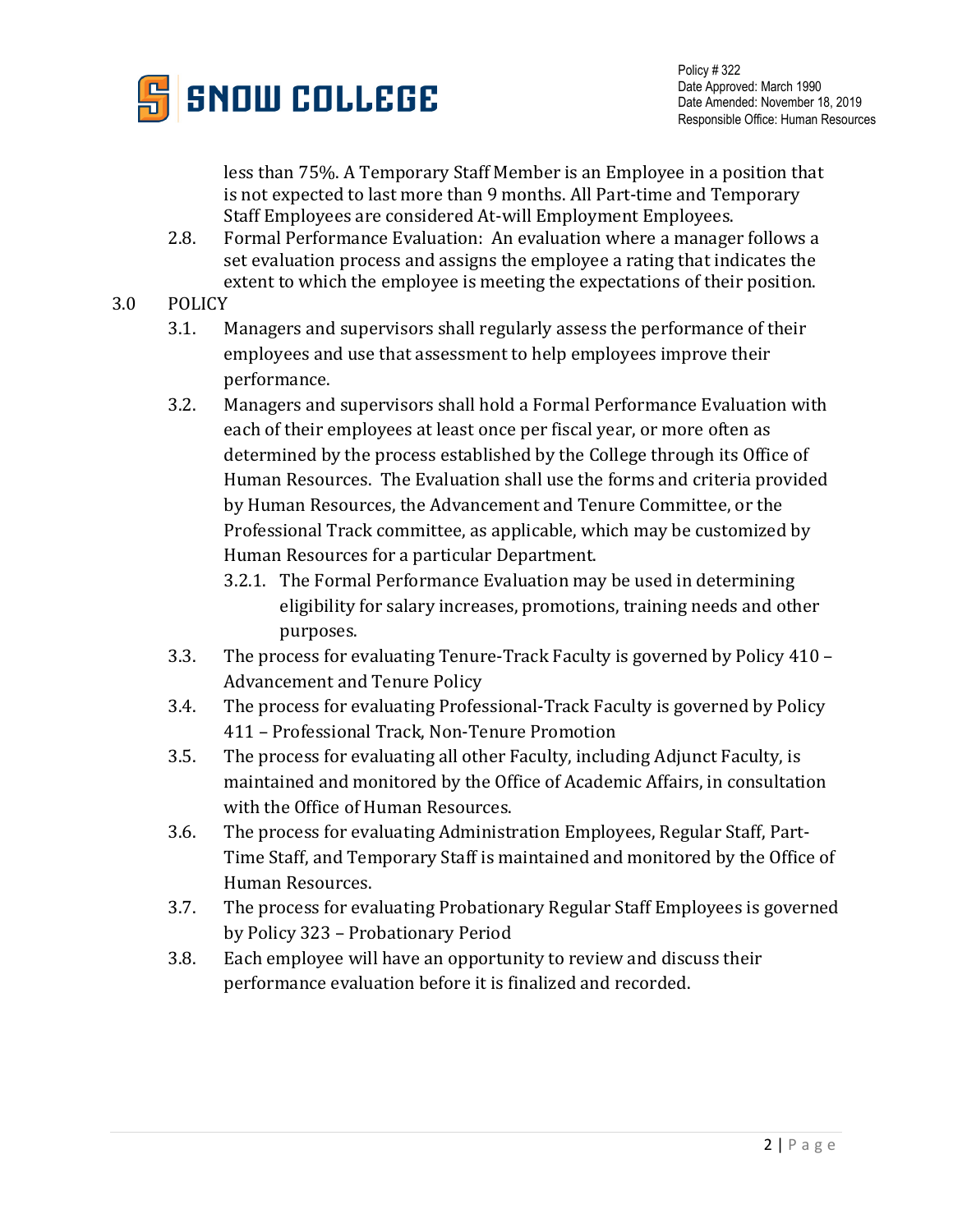less than 75%. A Temporary Staff Member is an Employee in a position that is not expected to last more than 9 months. All Part-time and Temporary Staff Employees are considered At-will Employment Employees.

2.8. Formal Performance Evaluation: An evaluation where a manager follows a set evaluation process and assigns the employee a rating that indicates the extent to which the employee is meeting the expectations of their position.

## 3.0 POLICY

3.1. Managers and supervisors shall regularly assess the performance of their employees and use that assessment to help employees improve their performance.

3.2. Managers and supervisors shall hold a Formal Performance Evaluation with each of their employees at least once per fiscal year, or more often as determined by the process established by the College through its Office of Human Resources. The Evaluation shall use the forms and criteria provided by Human Resources, the Advancement and Tenure Committee, or the Professional Track committee, as applicable, which may be customized by Human Resources for a particular Department.

3.2.1. The Formal Performance Evaluation may be used in determining eligibility for salary increases, promotions, training needs and other purposes.

3.3. The process for evaluating Tenure-Track Faculty is governed by Policy 410 – Advancement and Tenure Policy

3.4. The process for evaluating Professional-Track Faculty is governed by Policy 411 – Professional Track, Non-Tenure Promotion

3.5. The process for evaluating all other Faculty, including Adjunct Faculty, is maintained and monitored by the Office of Academic Affairs, in consultation with the Office of Human Resources.

3.6. The process for evaluating Administration Employees, Regular Staff, Part-Time Staff, and Temporary Staff is maintained and monitored by the Office of Human Resources.

3.7. The process for evaluating Probationary Regular Staff Employees is governed by Policy 323 – Probationary Period

3.8. Each employee will have an opportunity to review and discuss their performance evaluation before it is finalized and recorded.